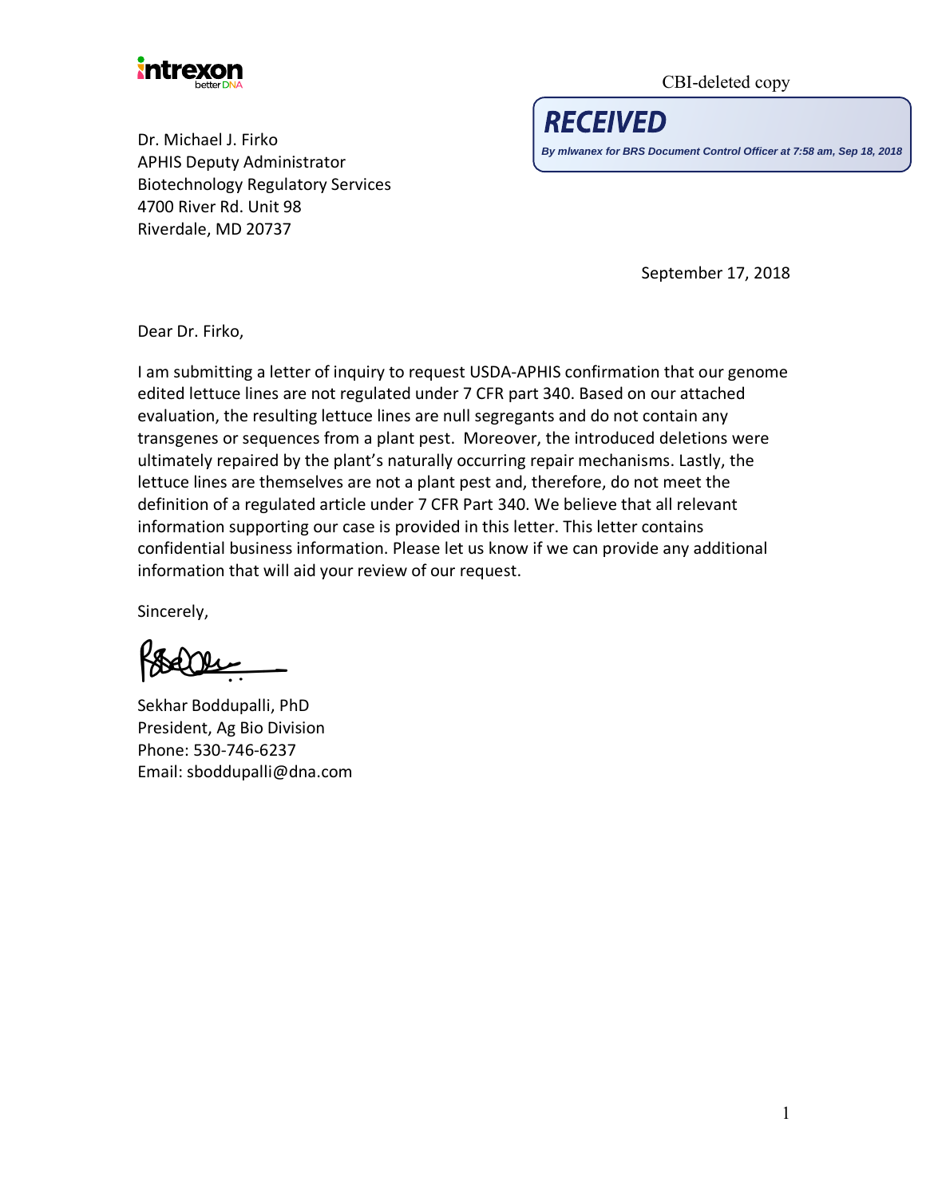intrexon
better DNA

CBI-deleted copy

**RECEIVED**
*By mlwanex for BRS Document Control Officer at 7:58 am, Sep 18, 2018*

Dr. Michael J. Firko
APHIS Deputy Administrator
Biotechnology Regulatory Services
4700 River Rd. Unit 98
Riverdale, MD 20737

September 17, 2018

Dear Dr. Firko,

I am submitting a letter of inquiry to request USDA-APHIS confirmation that our genome edited lettuce lines are not regulated under 7 CFR part 340. Based on our attached evaluation, the resulting lettuce lines are null segregants and do not contain any transgenes or sequences from a plant pest. Moreover, the introduced deletions were ultimately repaired by the plant's naturally occurring repair mechanisms. Lastly, the lettuce lines are themselves are not a plant pest and, therefore, do not meet the definition of a regulated article under 7 CFR Part 340. We believe that all relevant information supporting our case is provided in this letter. This letter contains confidential business information. Please let us know if we can provide any additional information that will aid your review of our request.

Sincerely,

Sekhar Boddupalli, PhD
President, Ag Bio Division
Phone: 530-746-6237
Email: sboddupalli@dna.com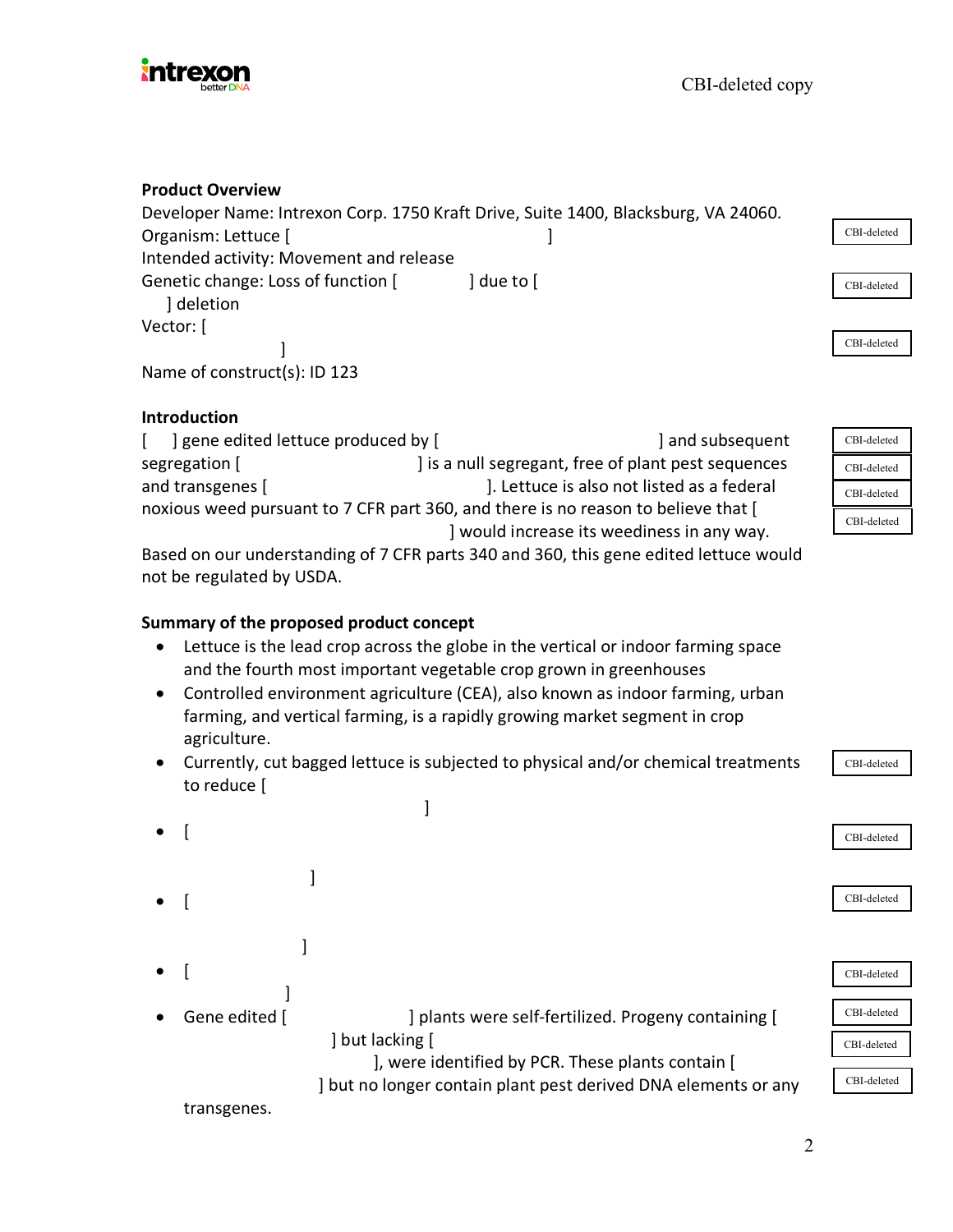**Product Overview**

Developer Name: Intrexon Corp. 1750 Kraft Drive, Suite 1400, Blacksburg, VA 24060.

Organism: Lettuce [ ] CBI-deleted

Intended activity: Movement and release

Genetic change: Loss of function [ ] due to [ ] deletion CBI-deleted

Vector: [ ] CBI-deleted

Name of construct(s): ID 123

**Introduction**

[ ] gene edited lettuce produced by [ ] and subsequent segregation [ ] is a null segregant, free of plant pest sequences and transgenes [ ]. Lettuce is also not listed as a federal noxious weed pursuant to 7 CFR part 360, and there is no reason to believe that [ ] would increase its weediness in any way. Based on our understanding of 7 CFR parts 340 and 360, this gene edited lettuce would not be regulated by USDA. CBI-deleted CBI-deleted CBI-deleted CBI-deleted

**Summary of the proposed product concept**

- Lettuce is the lead crop across the globe in the vertical or indoor farming space and the fourth most important vegetable crop grown in greenhouses
- Controlled environment agriculture (CEA), also known as indoor farming, urban farming, and vertical farming, is a rapidly growing market segment in crop agriculture.
- Currently, cut bagged lettuce is subjected to physical and/or chemical treatments to reduce [ ] CBI-deleted
- [ ] CBI-deleted
- [ ] CBI-deleted
- [ ] CBI-deleted
- Gene edited [ ] plants were self-fertilized. Progeny containing [ ] but lacking [ ], were identified by PCR. These plants contain [ ] but no longer contain plant pest derived DNA elements or any transgenes. CBI-deleted CBI-deleted CBI-deleted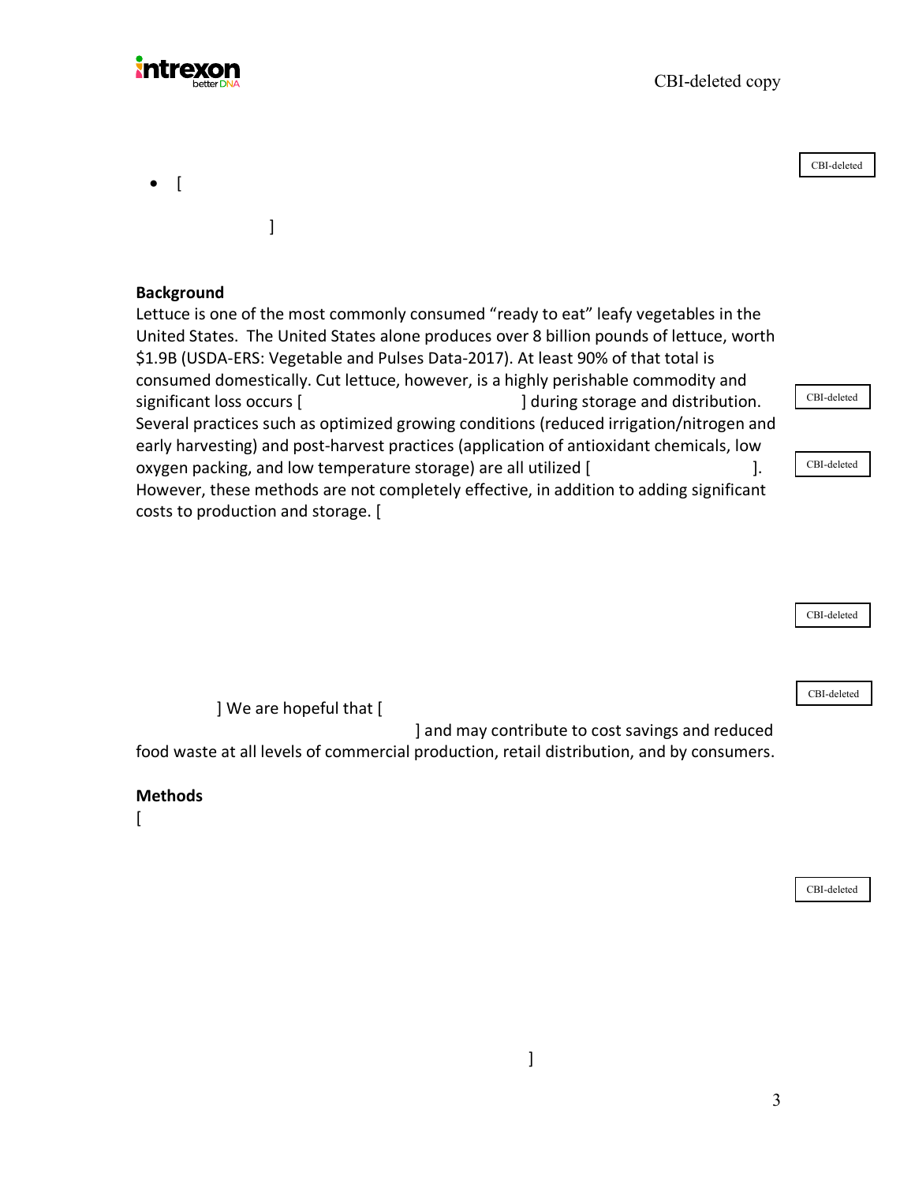- [

]

CBI-deleted

**Background**

Lettuce is one of the most commonly consumed "ready to eat" leafy vegetables in the United States. The United States alone produces over 8 billion pounds of lettuce, worth $1.9B (USDA-ERS: Vegetable and Pulses Data-2017). At least 90% of that total is consumed domestically. Cut lettuce, however, is a highly perishable commodity and significant loss occurs [ ] during storage and distribution. Several practices such as optimized growing conditions (reduced irrigation/nitrogen and early harvesting) and post-harvest practices (application of antioxidant chemicals, low oxygen packing, and low temperature storage) are all utilized [ ]. However, these methods are not completely effective, in addition to adding significant costs to production and storage. [

] We are hopeful that [

] and may contribute to cost savings and reduced food waste at all levels of commercial production, retail distribution, and by consumers.

CBI-deleted

CBI-deleted

CBI-deleted

CBI-deleted

**Methods**

[

]

CBI-deleted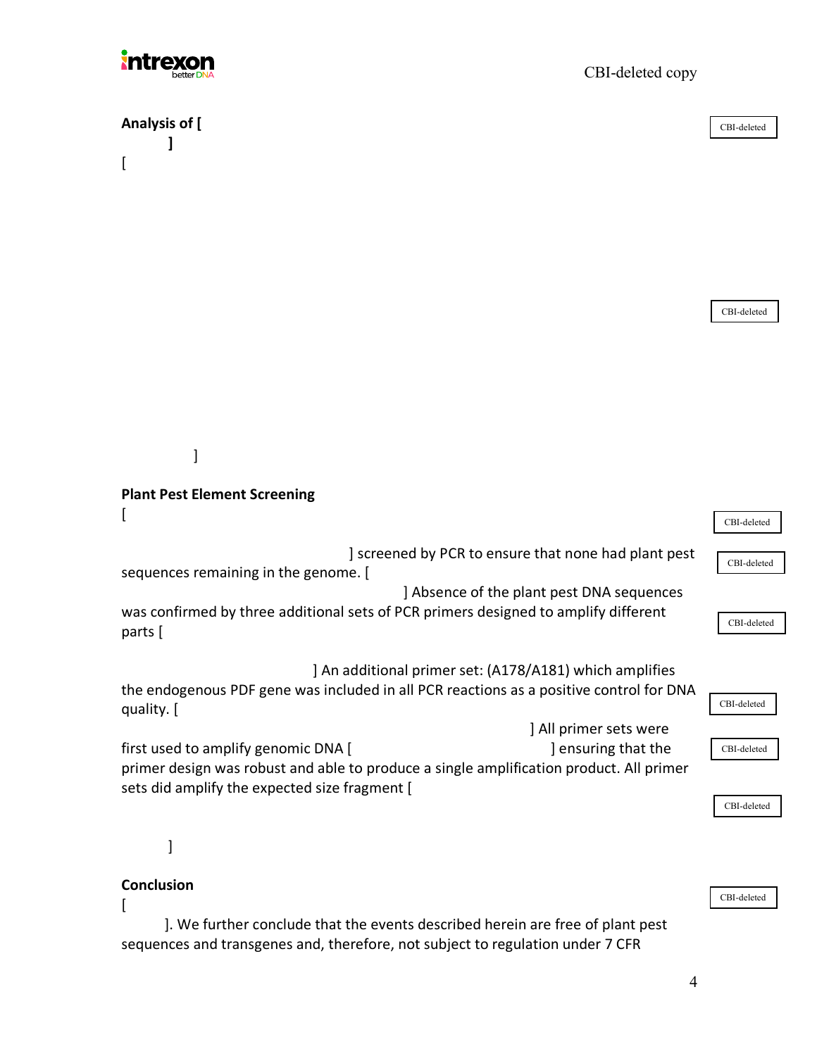CBI-deleted copy

**Analysis of [**

**]**

[

]

CBI-deleted

CBI-deleted

**Plant Pest Element Screening**

[

] screened by PCR to ensure that none had plant pest sequences remaining in the genome. [

] Absence of the plant pest DNA sequences was confirmed by three additional sets of PCR primers designed to amplify different parts [

] An additional primer set: (A178/A181) which amplifies the endogenous PDF gene was included in all PCR reactions as a positive control for DNA quality. [

] All primer sets were first used to amplify genomic DNA [ ] ensuring that the primer design was robust and able to produce a single amplification product. All primer sets did amplify the expected size fragment [

]

CBI-deleted

CBI-deleted

CBI-deleted

CBI-deleted

CBI-deleted

CBI-deleted

**Conclusion**

[

]. We further conclude that the events described herein are free of plant pest sequences and transgenes and, therefore, not subject to regulation under 7 CFR

CBI-deleted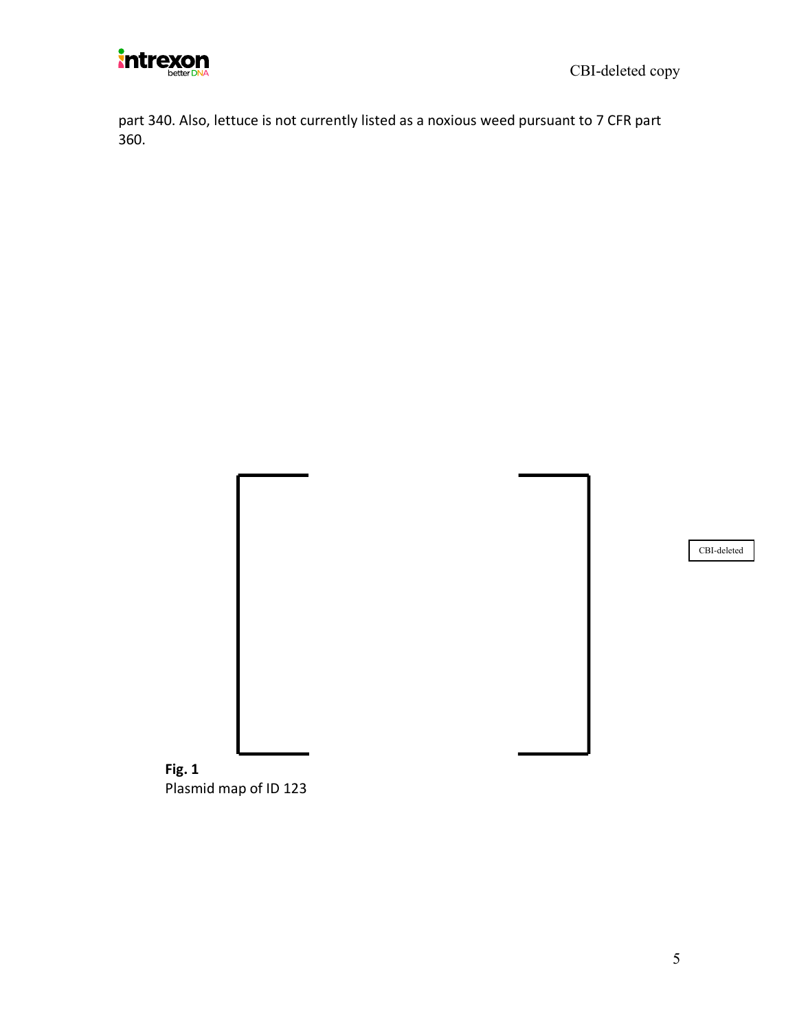part 340. Also, lettuce is not currently listed as a noxious weed pursuant to 7 CFR part 360.

CBI-deleted

**Fig. 1**
Plasmid map of ID 123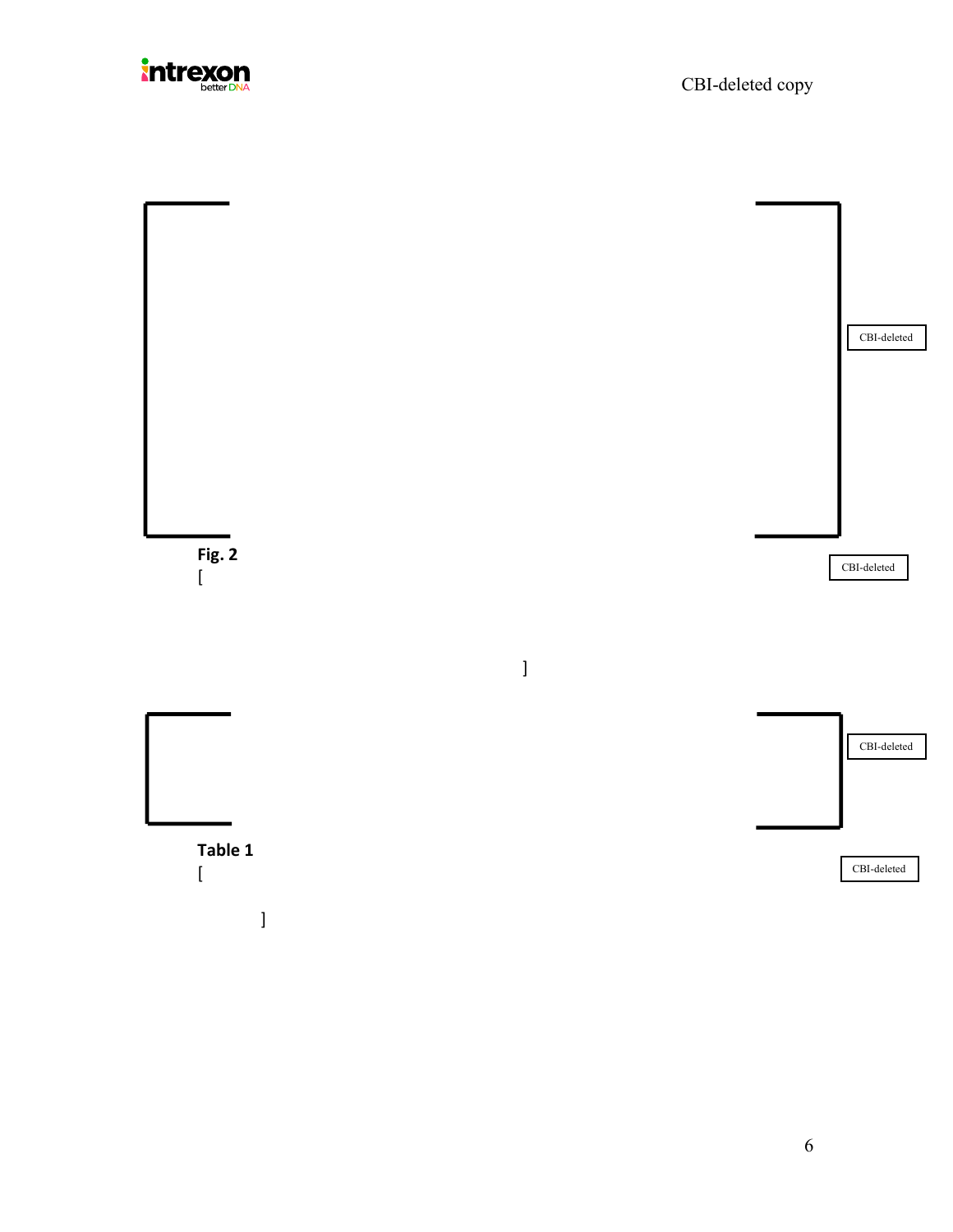CBI-deleted copy

[ ]

CBI-deleted

**Fig. 2**

[

]

CBI-deleted

[ ]

CBI-deleted

**Table 1**

[

]

CBI-deleted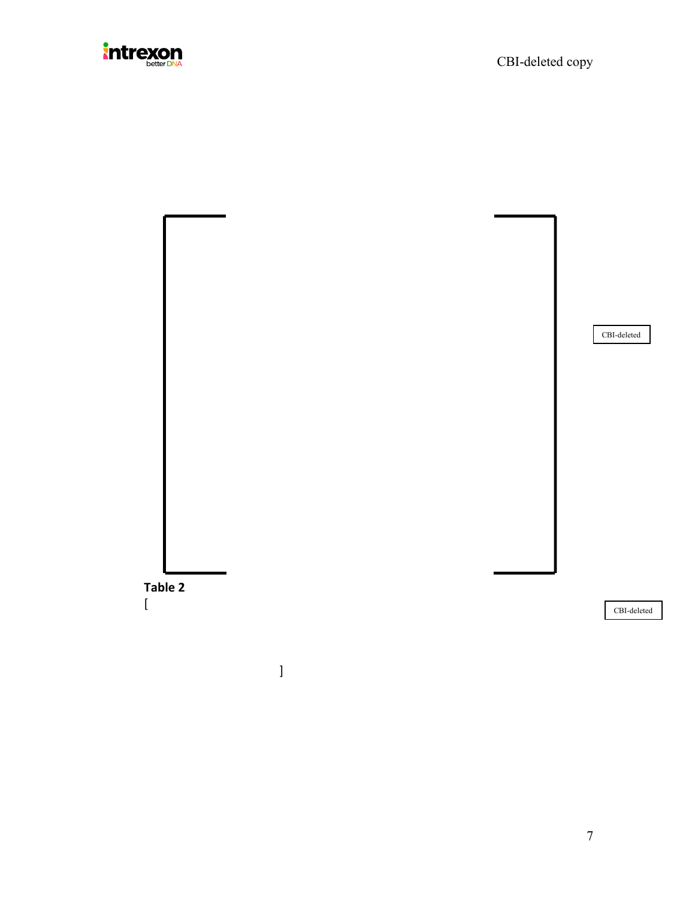CBI-deleted

**Table 2**

[

]

CBI-deleted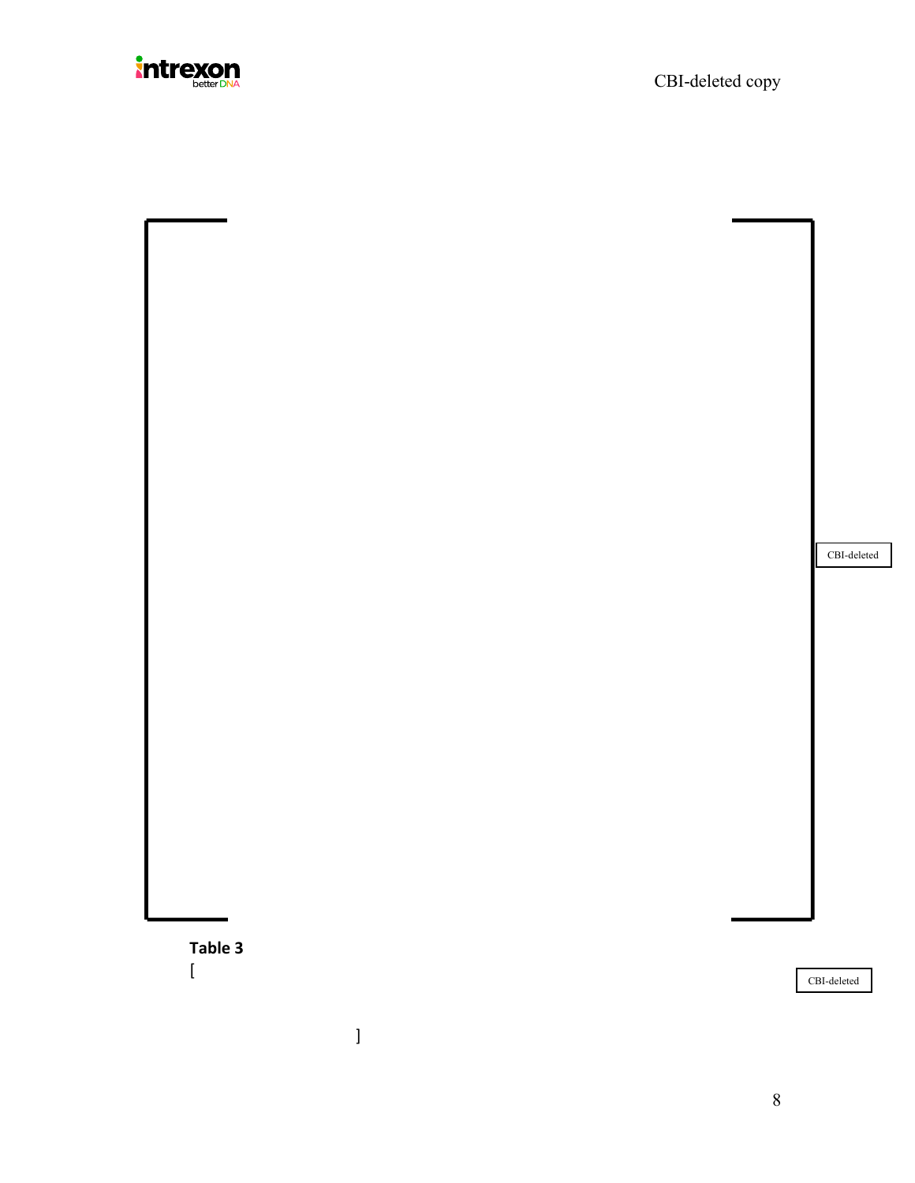[

]

CBI-deleted

**Table 3**

[

]

CBI-deleted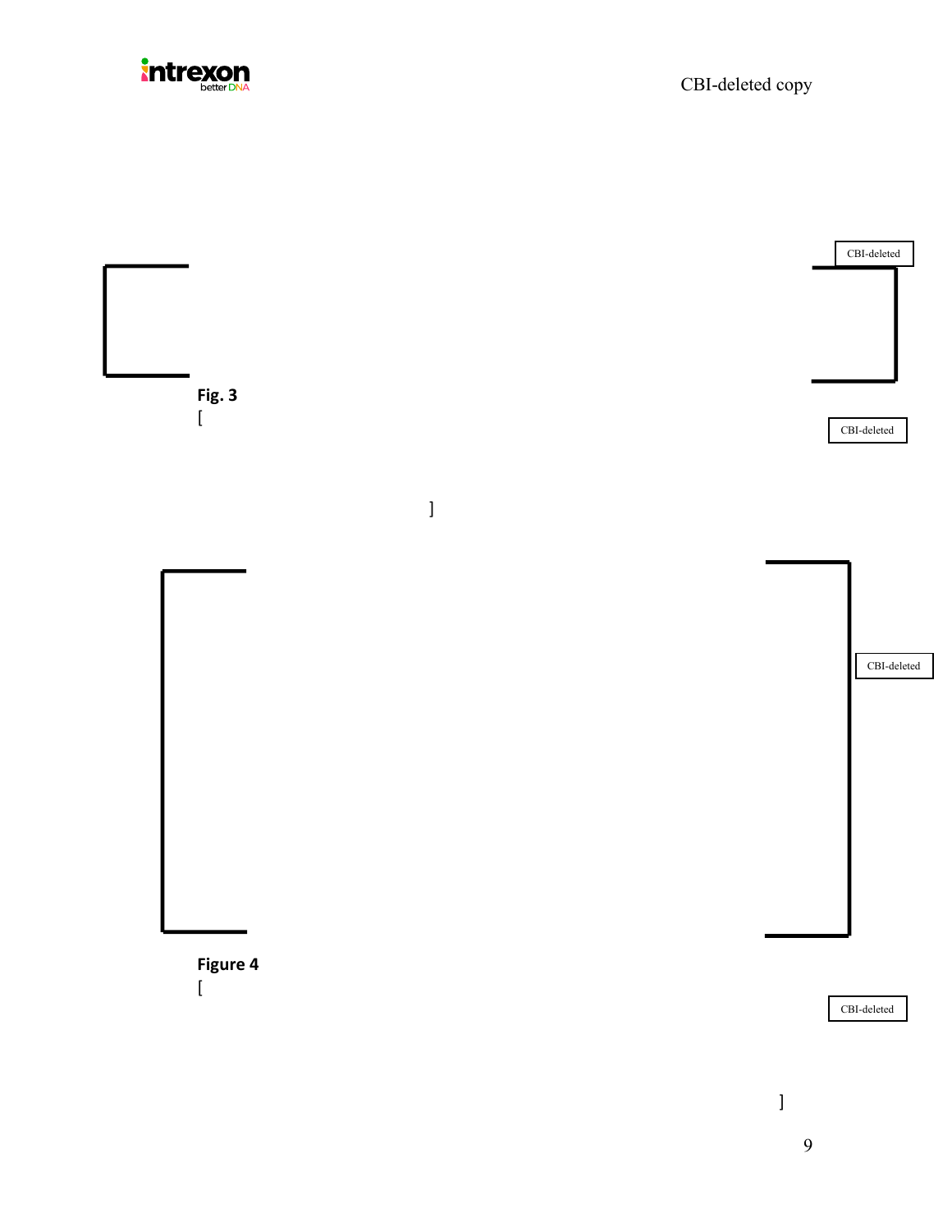CBI-deleted copy

CBI-deleted

Fig. 3

[

CBI-deleted

]

CBI-deleted

Figure 4

[

CBI-deleted

]